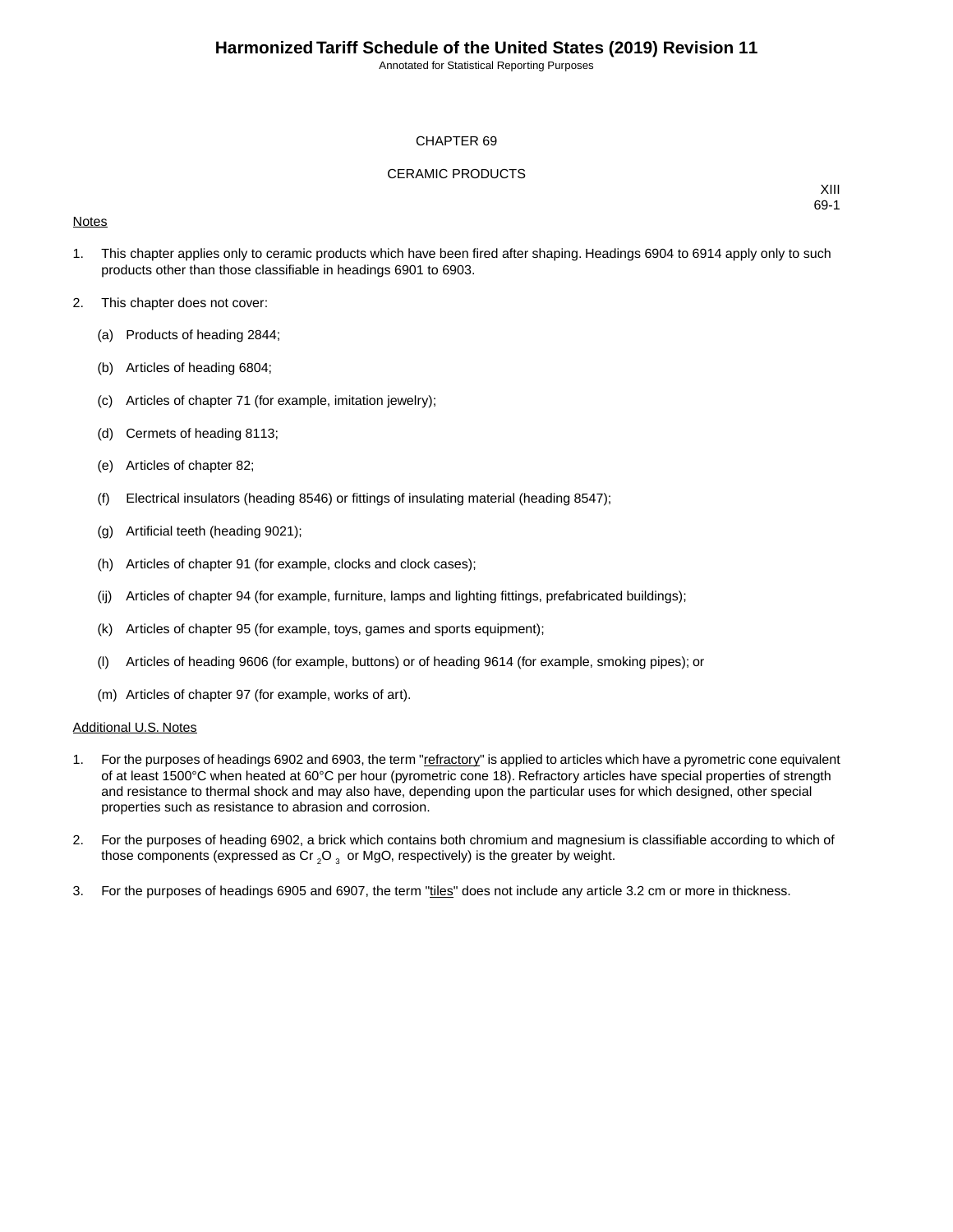# CHAPTER 69

## CERAMIC PRODUCTS

XIII
69-1

Notes

1. This chapter applies only to ceramic products which have been fired after shaping. Headings 6904 to 6914 apply only to such products other than those classifiable in headings 6901 to 6903.

2. This chapter does not cover:

   (a) Products of heading 2844;

   (b) Articles of heading 6804;

   (c) Articles of chapter 71 (for example, imitation jewelry);

   (d) Cermets of heading 8113;

   (e) Articles of chapter 82;

   (f) Electrical insulators (heading 8546) or fittings of insulating material (heading 8547);

   (g) Artificial teeth (heading 9021);

   (h) Articles of chapter 91 (for example, clocks and clock cases);

   (ij) Articles of chapter 94 (for example, furniture, lamps and lighting fittings, prefabricated buildings);

   (k) Articles of chapter 95 (for example, toys, games and sports equipment);

   (l) Articles of heading 9606 (for example, buttons) or of heading 9614 (for example, smoking pipes); or

   (m) Articles of chapter 97 (for example, works of art).

Additional U.S. Notes

1. For the purposes of headings 6902 and 6903, the term "refractory" is applied to articles which have a pyrometric cone equivalent of at least 1500°C when heated at 60°C per hour (pyrometric cone 18). Refractory articles have special properties of strength and resistance to thermal shock and may also have, depending upon the particular uses for which designed, other special properties such as resistance to abrasion and corrosion.

2. For the purposes of heading 6902, a brick which contains both chromium and magnesium is classifiable according to which of those components (expressed as $Cr_2O_3$ or MgO, respectively) is the greater by weight.

3. For the purposes of headings 6905 and 6907, the term "tiles" does not include any article 3.2 cm or more in thickness.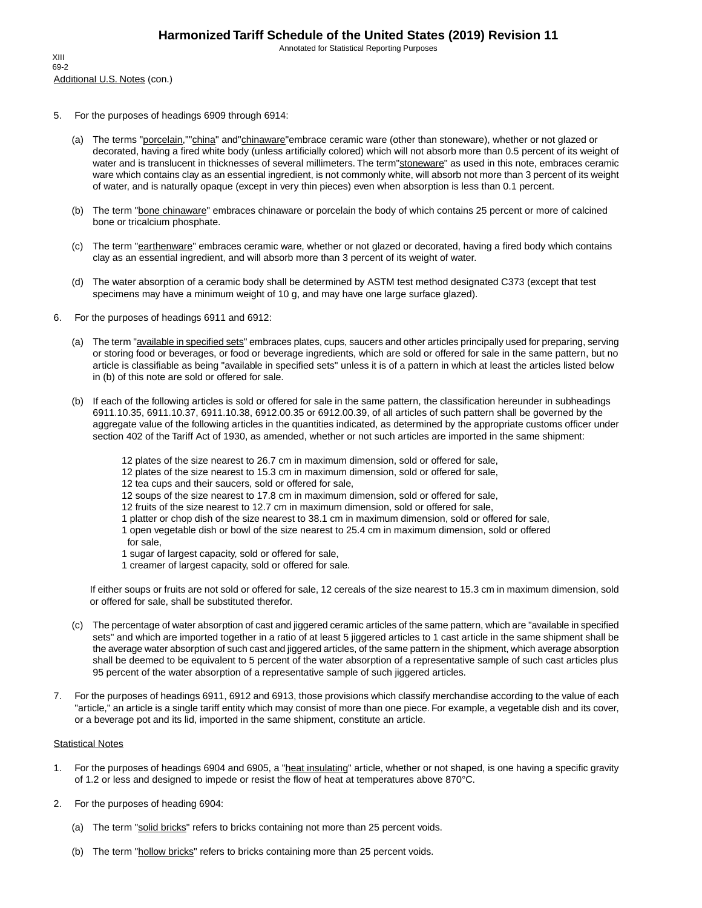Additional U.S. Notes (con.)

5. For the purposes of headings 6909 through 6914:

   (a) The terms "porcelain,""china" and"chinaware"embrace ceramic ware (other than stoneware), whether or not glazed or decorated, having a fired white body (unless artificially colored) which will not absorb more than 0.5 percent of its weight of water and is translucent in thicknesses of several millimeters. The term"stoneware" as used in this note, embraces ceramic ware which contains clay as an essential ingredient, is not commonly white, will absorb not more than 3 percent of its weight of water, and is naturally opaque (except in very thin pieces) even when absorption is less than 0.1 percent.

   (b) The term "bone chinaware" embraces chinaware or porcelain the body of which contains 25 percent or more of calcined bone or tricalcium phosphate.

   (c) The term "earthenware" embraces ceramic ware, whether or not glazed or decorated, having a fired body which contains clay as an essential ingredient, and will absorb more than 3 percent of its weight of water.

   (d) The water absorption of a ceramic body shall be determined by ASTM test method designated C373 (except that test specimens may have a minimum weight of 10 g, and may have one large surface glazed).

6. For the purposes of headings 6911 and 6912:

   (a) The term "available in specified sets" embraces plates, cups, saucers and other articles principally used for preparing, serving or storing food or beverages, or food or beverage ingredients, which are sold or offered for sale in the same pattern, but no article is classifiable as being "available in specified sets" unless it is of a pattern in which at least the articles listed below in (b) of this note are sold or offered for sale.

   (b) If each of the following articles is sold or offered for sale in the same pattern, the classification hereunder in subheadings 6911.10.35, 6911.10.37, 6911.10.38, 6912.00.35 or 6912.00.39, of all articles of such pattern shall be governed by the aggregate value of the following articles in the quantities indicated, as determined by the appropriate customs officer under section 402 of the Tariff Act of 1930, as amended, whether or not such articles are imported in the same shipment:

      12 plates of the size nearest to 26.7 cm in maximum dimension, sold or offered for sale,
      12 plates of the size nearest to 15.3 cm in maximum dimension, sold or offered for sale,
      12 tea cups and their saucers, sold or offered for sale,
      12 soups of the size nearest to 17.8 cm in maximum dimension, sold or offered for sale,
      12 fruits of the size nearest to 12.7 cm in maximum dimension, sold or offered for sale,
      1 platter or chop dish of the size nearest to 38.1 cm in maximum dimension, sold or offered for sale,
      1 open vegetable dish or bowl of the size nearest to 25.4 cm in maximum dimension, sold or offered for sale,
      1 sugar of largest capacity, sold or offered for sale,
      1 creamer of largest capacity, sold or offered for sale.

   If either soups or fruits are not sold or offered for sale, 12 cereals of the size nearest to 15.3 cm in maximum dimension, sold or offered for sale, shall be substituted therefor.

   (c) The percentage of water absorption of cast and jiggered ceramic articles of the same pattern, which are "available in specified sets" and which are imported together in a ratio of at least 5 jiggered articles to 1 cast article in the same shipment shall be the average water absorption of such cast and jiggered articles, of the same pattern in the shipment, which average absorption shall be deemed to be equivalent to 5 percent of the water absorption of a representative sample of such cast articles plus 95 percent of the water absorption of a representative sample of such jiggered articles.

7. For the purposes of headings 6911, 6912 and 6913, those provisions which classify merchandise according to the value of each "article," an article is a single tariff entity which may consist of more than one piece. For example, a vegetable dish and its cover, or a beverage pot and its lid, imported in the same shipment, constitute an article.

Statistical Notes

1. For the purposes of headings 6904 and 6905, a "heat insulating" article, whether or not shaped, is one having a specific gravity of 1.2 or less and designed to impede or resist the flow of heat at temperatures above 870°C.

2. For the purposes of heading 6904:

   (a) The term "solid bricks" refers to bricks containing not more than 25 percent voids.

   (b) The term "hollow bricks" refers to bricks containing more than 25 percent voids.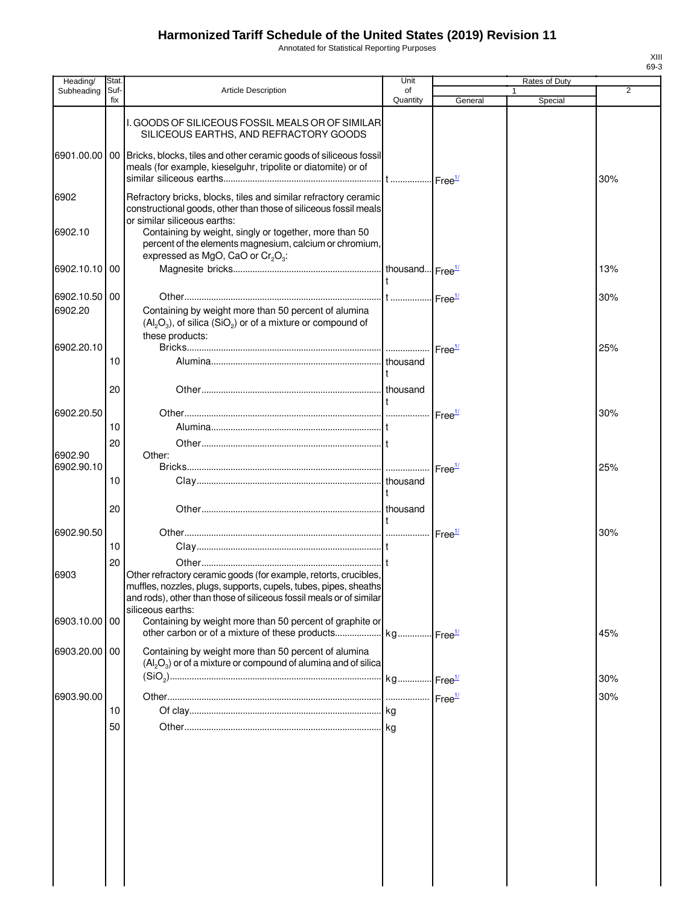# Harmonized Tariff Schedule of the United States (2019) Revision 11

Annotated for Statistical Reporting Purposes

| Heading/ Subheading | Stat. Suf- fix | Article Description | Unit of Quantity | Rates of Duty 1 General | Special | 2 |
|---|---|---|---|---|---|---|
| | | I. GOODS OF SILICEOUS FOSSIL MEALS OR OF SIMILAR SILICEOUS EARTHS, AND REFRACTORY GOODS | | | | |
| 6901.00.00 | 00 | Bricks, blocks, tiles and other ceramic goods of siliceous fossil meals (for example, kieselguhr, tripolite or diatomite) or of similar siliceous earths | t | Free[1/] | | 30% |
| 6902 | | Refractory bricks, blocks, tiles and similar refractory ceramic constructional goods, other than those of siliceous fossil meals or similar siliceous earths: | | | | |
| 6902.10 | | Containing by weight, singly or together, more than 50 percent of the elements magnesium, calcium or chromium, expressed as MgO, CaO or $Cr_2O_3$: | | | | |
| 6902.10.10 | 00 | Magnesite bricks | thousand t | Free[1/] | | 13% |
| 6902.10.50 | 00 | Other | t | Free[1/] | | 30% |
| 6902.20 | | Containing by weight more than 50 percent of alumina ($Al_2O_3$), of silica ($SiO_2$) or of a mixture or compound of these products: | | | | |
| 6902.20.10 | | Bricks | | Free[1/] | | 25% |
| | 10 | Alumina | thousand t | | | |
| | 20 | Other | thousand t | | | |
| 6902.20.50 | | Other | | Free[1/] | | 30% |
| | 10 | Alumina | t | | | |
| | 20 | Other | t | | | |
| 6902.90 | | Other: | | | | |
| 6902.90.10 | | Bricks | | Free[1/] | | 25% |
| | 10 | Clay | thousand t | | | |
| | 20 | Other | thousand t | | | |
| 6902.90.50 | | Other | | Free[1/] | | 30% |
| | 10 | Clay | t | | | |
| | 20 | Other | t | | | |
| 6903 | | Other refractory ceramic goods (for example, retorts, crucibles, muffles, nozzles, plugs, supports, cupels, tubes, pipes, sheaths and rods), other than those of siliceous fossil meals or of similar siliceous earths: | | | | |
| 6903.10.00 | 00 | Containing by weight more than 50 percent of graphite or other carbon or of a mixture of these products | kg | Free[1/] | | 45% |
| 6903.20.00 | 00 | Containing by weight more than 50 percent of alumina ($Al_2O_3$) or of a mixture or compound of alumina and of silica ($SiO_2$) | kg | Free[1/] | | 30% |
| 6903.90.00 | | Other | | Free[1/] | | 30% |
| | 10 | Of clay | kg | | | |
| | 50 | Other | kg | | | |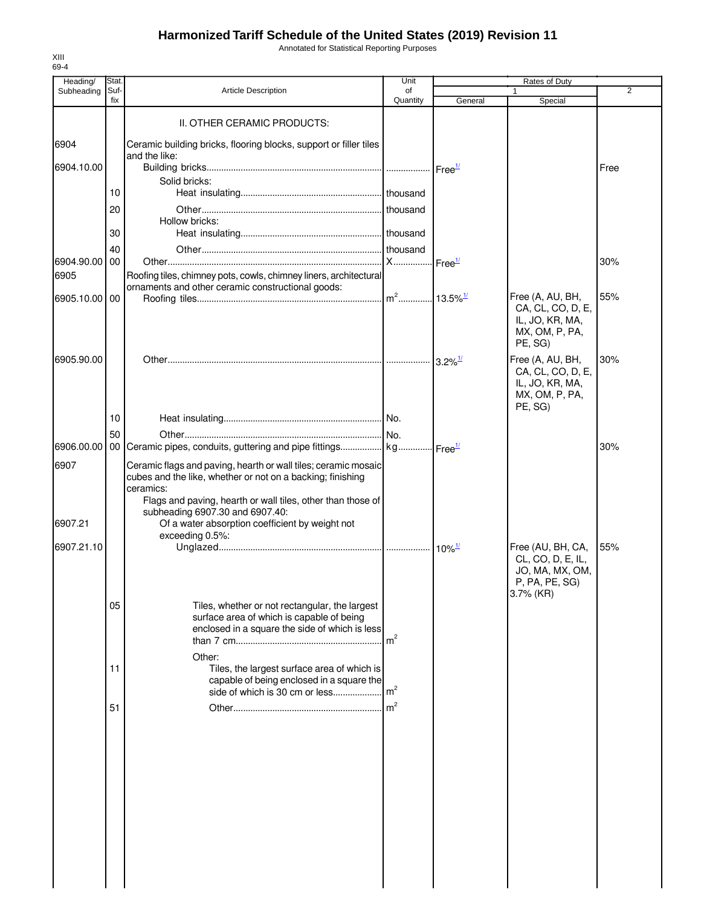# Harmonized Tariff Schedule of the United States (2019) Revision 11

Annotated for Statistical Reporting Purposes

XIII
69-4

| Heading/ Subheading | Stat. Suf- fix | Article Description | Unit of Quantity | Rates of Duty 1 General | Special | 2 |
|---|---|---|---|---|---|---|
| | | II. OTHER CERAMIC PRODUCTS: | | | | |
| 6904 | | Ceramic building bricks, flooring blocks, support or filler tiles and the like: | | | | |
| 6904.10.00 | | Building bricks | | Free[1/] | | Free |
| | | Solid bricks: | | | | |
| | 10 | Heat insulating | thousand | | | |
| | 20 | Other | thousand | | | |
| | | Hollow bricks: | | | | |
| | 30 | Heat insulating | thousand | | | |
| | 40 | Other | thousand | | | |
| 6904.90.00 | 00 | Other | X | Free[1/] | | 30% |
| 6905 | | Roofing tiles, chimney pots, cowls, chimney liners, architectural ornaments and other ceramic constructional goods: | | | | |
| 6905.10.00 | 00 | Roofing tiles | $m^2$ | 13.5%[1/] | Free (A, AU, BH, CA, CL, CO, D, E, IL, JO, KR, MA, MX, OM, P, PA, PE, SG) | 55% |
| 6905.90.00 | | Other | | 3.2%[1/] | Free (A, AU, BH, CA, CL, CO, D, E, IL, JO, KR, MA, MX, OM, P, PA, PE, SG) | 30% |
| | 10 | Heat insulating | No. | | | |
| | 50 | Other | No. | | | |
| 6906.00.00 | 00 | Ceramic pipes, conduits, guttering and pipe fittings | kg | Free[1/] | | 30% |
| 6907 | | Ceramic flags and paving, hearth or wall tiles; ceramic mosaic cubes and the like, whether or not on a backing; finishing ceramics: | | | | |
| | | Flags and paving, hearth or wall tiles, other than those of subheading 6907.30 and 6907.40: | | | | |
| 6907.21 | | Of a water absorption coefficient by weight not exceeding 0.5%: | | | | |
| 6907.21.10 | | Unglazed | | 10%[1/] | Free (AU, BH, CA, CL, CO, D, E, IL, JO, MA, MX, OM, P, PA, PE, SG) 3.7% (KR) | 55% |
| | 05 | Tiles, whether or not rectangular, the largest surface area of which is capable of being enclosed in a square the side of which is less than 7 cm | $m^2$ | | | |
| | | Other: | | | | |
| | 11 | Tiles, the largest surface area of which is capable of being enclosed in a square the side of which is 30 cm or less | $m^2$ | | | |
| | 51 | Other | $m^2$ | | | |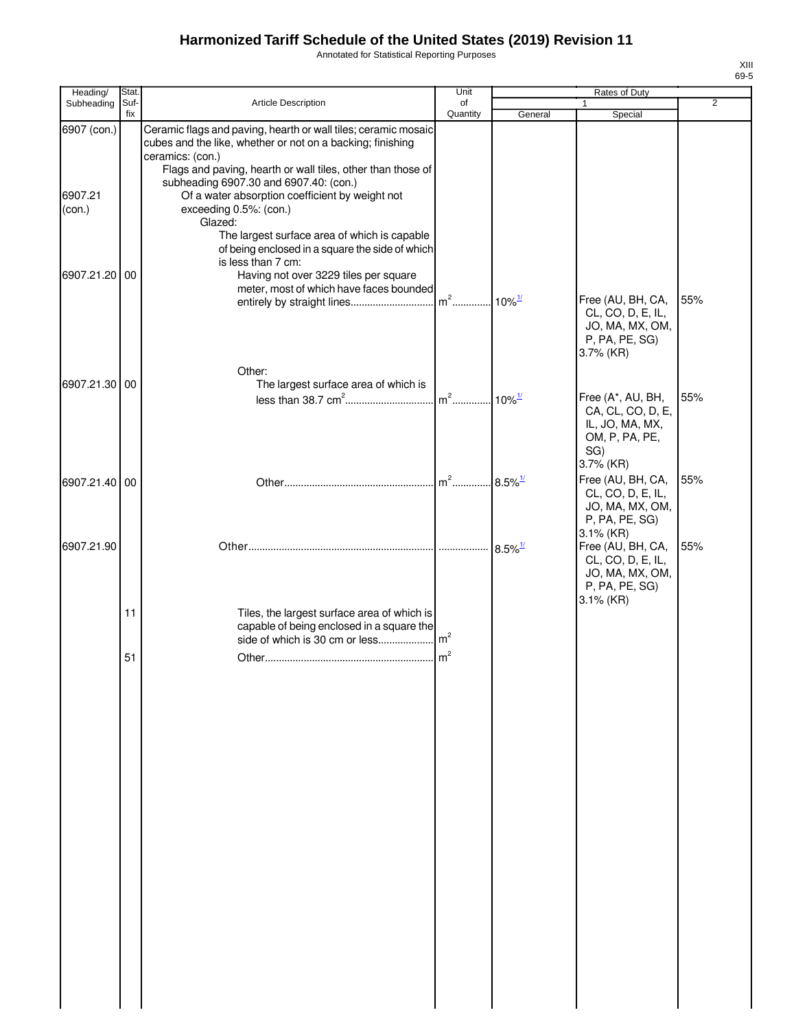# Harmonized Tariff Schedule of the United States (2019) Revision 11

Annotated for Statistical Reporting Purposes

XIII
69-5

| Heading/ Subheading | Stat. Suf- fix | Article Description | Unit of Quantity | Rates of Duty 1 General | Special | 2 |
|---|---|---|---|---|---|---|
| 6907 (con.) | | Ceramic flags and paving, hearth or wall tiles; ceramic mosaic cubes and the like, whether or not on a backing; finishing ceramics: (con.) | | | | |
| | | Flags and paving, hearth or wall tiles, other than those of subheading 6907.30 and 6907.40: (con.) | | | | |
| 6907.21 (con.) | | Of a water absorption coefficient by weight not exceeding 0.5%: (con.) | | | | |
| | | Glazed: | | | | |
| | | The largest surface area of which is capable of being enclosed in a square the side of which is less than 7 cm: | | | | |
| 6907.21.20 | 00 | Having not over 3229 tiles per square meter, most of which have faces bounded entirely by straight lines | $m^2$ | 10%[1/] | Free (AU, BH, CA, CL, CO, D, E, IL, JO, MA, MX, OM, P, PA, PE, SG) 3.7% (KR) | 55% |
| | | Other: | | | | |
| 6907.21.30 | 00 | The largest surface area of which is less than 38.7 $cm^2$ | $m^2$ | 10%[1/] | Free (A*, AU, BH, CA, CL, CO, D, E, IL, JO, MA, MX, OM, P, PA, PE, SG) 3.7% (KR) | 55% |
| 6907.21.40 | 00 | Other | $m^2$ | 8.5%[1/] | Free (AU, BH, CA, CL, CO, D, E, IL, JO, MA, MX, OM, P, PA, PE, SG) 3.1% (KR) | 55% |
| 6907.21.90 | | Other | | 8.5%[1/] | Free (AU, BH, CA, CL, CO, D, E, IL, JO, MA, MX, OM, P, PA, PE, SG) 3.1% (KR) | 55% |
| | 11 | Tiles, the largest surface area of which is capable of being enclosed in a square the side of which is 30 cm or less | $m^2$ | | | |
| | 51 | Other | $m^2$ | | | |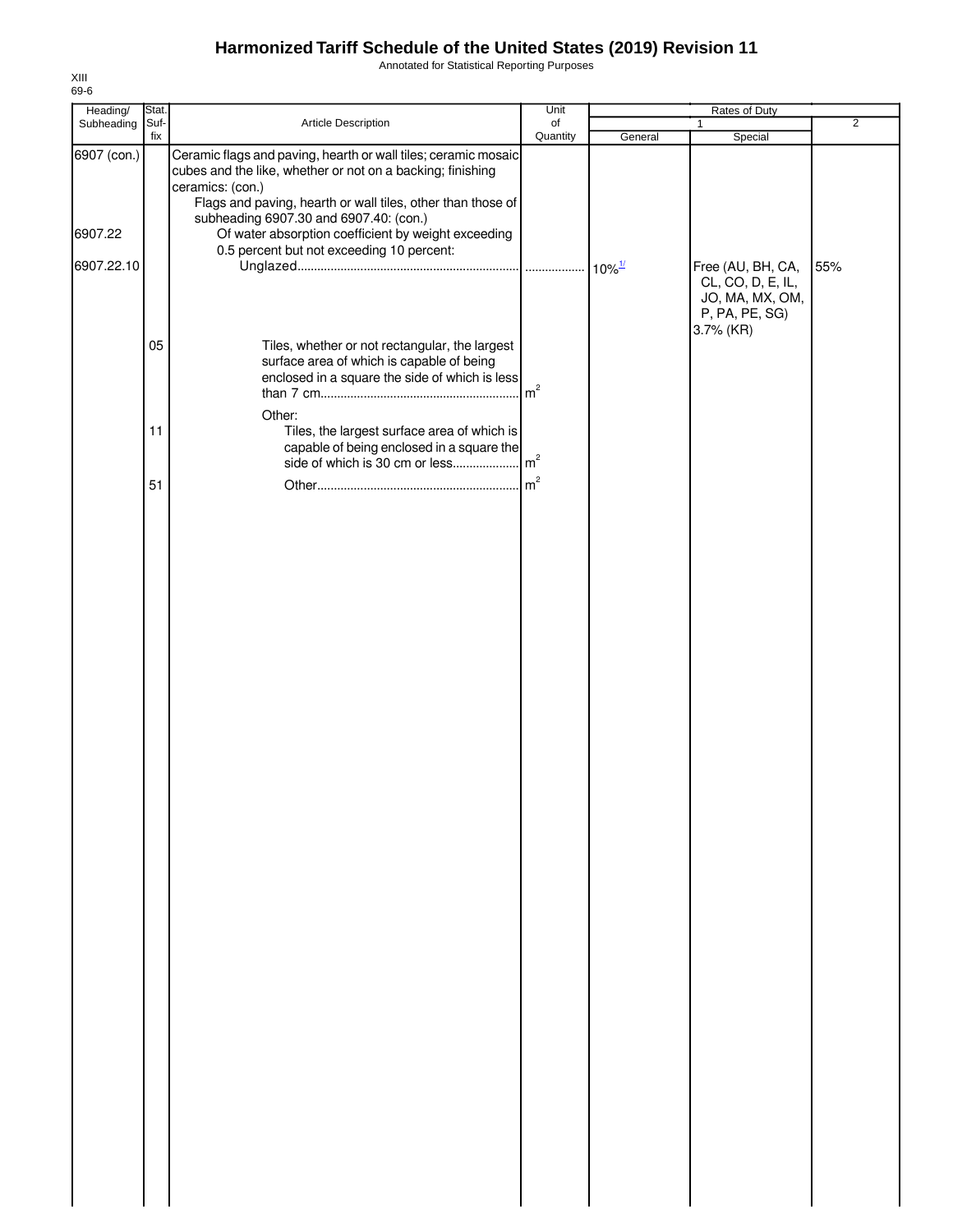# Harmonized Tariff Schedule of the United States (2019) Revision 11

Annotated for Statistical Reporting Purposes

XIII
69-6

| Heading/ Subheading | Stat. Suf- fix | Article Description | Unit of Quantity | Rates of Duty 1 General | Special | 2 |
|---|---|---|---|---|---|---|
| 6907 (con.) | | Ceramic flags and paving, hearth or wall tiles; ceramic mosaic cubes and the like, whether or not on a backing; finishing ceramics: (con.) | | | | |
| | | Flags and paving, hearth or wall tiles, other than those of subheading 6907.30 and 6907.40: (con.) | | | | |
| 6907.22 | | Of water absorption coefficient by weight exceeding 0.5 percent but not exceeding 10 percent: | | | | |
| 6907.22.10 | | Unglazed | | 10%[1/] | Free (AU, BH, CA, CL, CO, D, E, IL, JO, MA, MX, OM, P, PA, PE, SG) 3.7% (KR) | 55% |
| | 05 | Tiles, whether or not rectangular, the largest surface area of which is capable of being enclosed in a square the side of which is less than 7 cm | $m^2$ | | | |
| | | Other: | | | | |
| | 11 | Tiles, the largest surface area of which is capable of being enclosed in a square the side of which is 30 cm or less | $m^2$ | | | |
| | 51 | Other | $m^2$ | | | |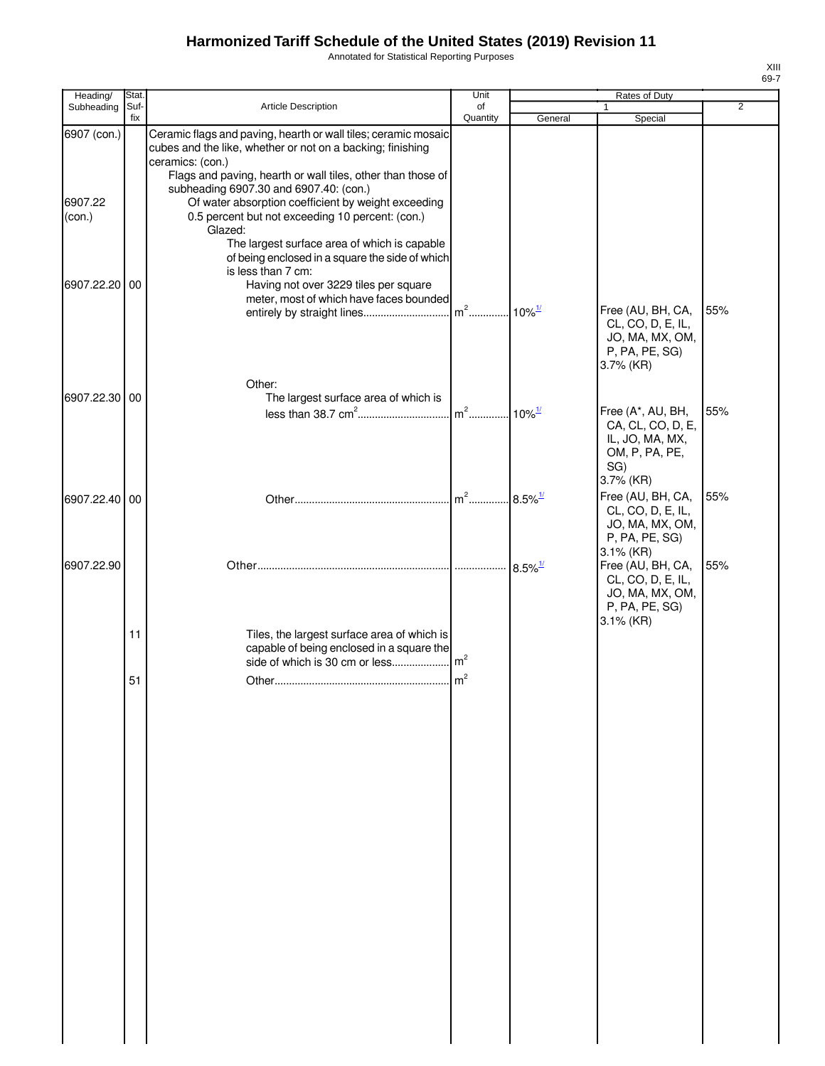# Harmonized Tariff Schedule of the United States (2019) Revision 11

Annotated for Statistical Reporting Purposes

XIII
69-7

| Heading/ Subheading | Stat. Suf- fix | Article Description | Unit of Quantity | Rates of Duty 1 General | Special | 2 |
|---|---|---|---|---|---|---|
| 6907 (con.) | | Ceramic flags and paving, hearth or wall tiles; ceramic mosaic cubes and the like, whether or not on a backing; finishing ceramics: (con.) | | | | |
| | | Flags and paving, hearth or wall tiles, other than those of subheading 6907.30 and 6907.40: (con.) | | | | |
| 6907.22 (con.) | | Of water absorption coefficient by weight exceeding 0.5 percent but not exceeding 10 percent: (con.) | | | | |
| | | Glazed: | | | | |
| | | The largest surface area of which is capable of being enclosed in a square the side of which is less than 7 cm: | | | | |
| 6907.22.20 | 00 | Having not over 3229 tiles per square meter, most of which have faces bounded entirely by straight lines | $m^2$ | 10%[1/] | Free (AU, BH, CA, CL, CO, D, E, IL, JO, MA, MX, OM, P, PA, PE, SG) 3.7% (KR) | 55% |
| | | Other: | | | | |
| 6907.22.30 | 00 | The largest surface area of which is less than 38.7 $cm^2$ | $m^2$ | 10%[1/] | Free (A*, AU, BH, CA, CL, CO, D, E, IL, JO, MA, MX, OM, P, PA, PE, SG) 3.7% (KR) | 55% |
| 6907.22.40 | 00 | Other | $m^2$ | 8.5%[1/] | Free (AU, BH, CA, CL, CO, D, E, IL, JO, MA, MX, OM, P, PA, PE, SG) 3.1% (KR) | 55% |
| 6907.22.90 | | Other | | 8.5%[1/] | Free (AU, BH, CA, CL, CO, D, E, IL, JO, MA, MX, OM, P, PA, PE, SG) 3.1% (KR) | 55% |
| | 11 | Tiles, the largest surface area of which is capable of being enclosed in a square the side of which is 30 cm or less | $m^2$ | | | |
| | 51 | Other | $m^2$ | | | |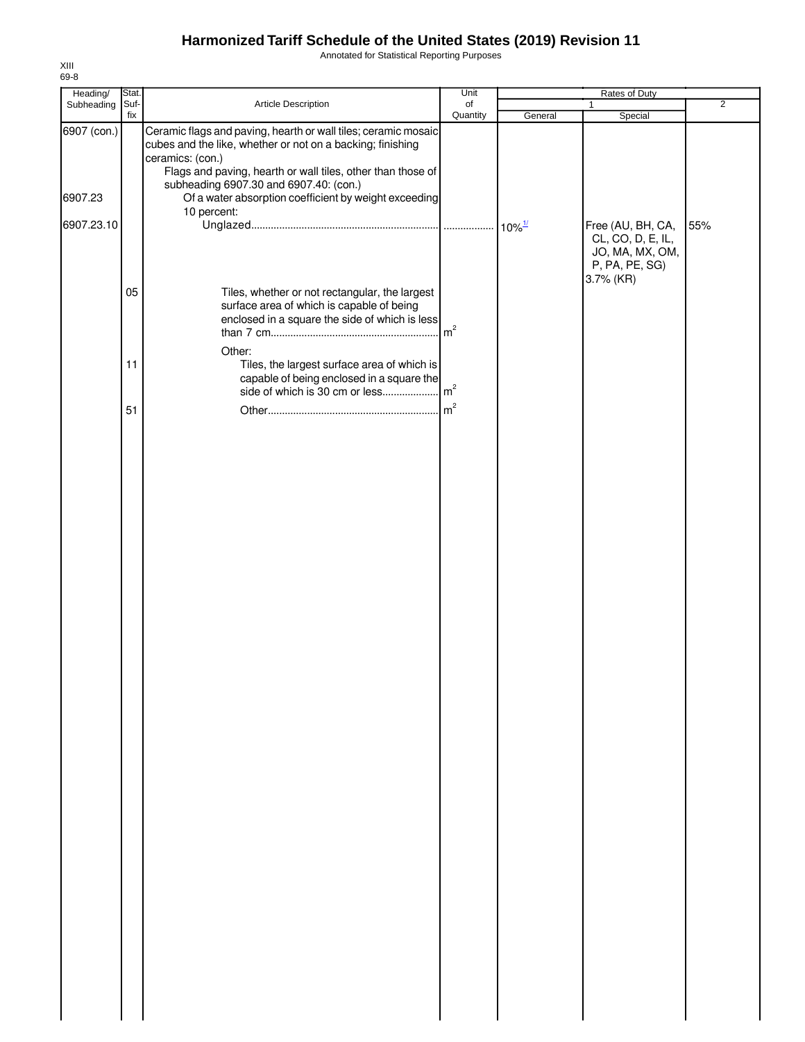# Harmonized Tariff Schedule of the United States (2019) Revision 11

Annotated for Statistical Reporting Purposes

XIII
69-8

| Heading/ Subheading | Stat. Suf- fix | Article Description | Unit of Quantity | Rates of Duty | | |
|---|---|---|---|---|---|---|
| | | | | 1 | | 2 |
| | | | | General | Special | |
| 6907 (con.) | | Ceramic flags and paving, hearth or wall tiles; ceramic mosaic cubes and the like, whether or not on a backing; finishing ceramics: (con.) | | | | |
| | | Flags and paving, hearth or wall tiles, other than those of subheading 6907.30 and 6907.40: (con.) | | | | |
| 6907.23 | | Of a water absorption coefficient by weight exceeding 10 percent: | | | | |
| 6907.23.10 | | Unglazed | | 10%[1/] | Free (AU, BH, CA, CL, CO, D, E, IL, JO, MA, MX, OM, P, PA, PE, SG) 3.7% (KR) | 55% |
| | 05 | Tiles, whether or not rectangular, the largest surface area of which is capable of being enclosed in a square the side of which is less than 7 cm | $m^2$ | | | |
| | | Other: | | | | |
| | 11 | Tiles, the largest surface area of which is capable of being enclosed in a square the side of which is 30 cm or less | $m^2$ | | | |
| | 51 | Other | $m^2$ | | | |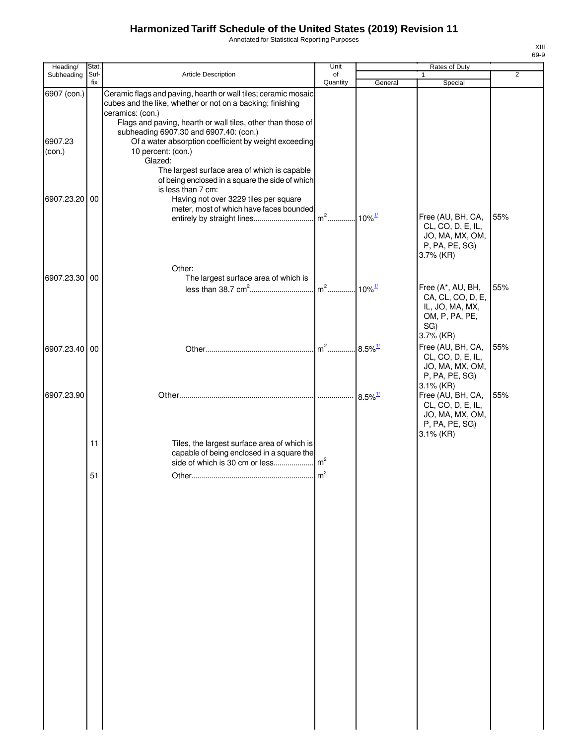# Harmonized Tariff Schedule of the United States (2019) Revision 11

Annotated for Statistical Reporting Purposes

XIII
69-9

| Heading/ Subheading | Stat. Suf- fix | Article Description | Unit of Quantity | Rates of Duty 1 General | Special | 2 |
|---|---|---|---|---|---|---|
| 6907 (con.) | | Ceramic flags and paving, hearth or wall tiles; ceramic mosaic cubes and the like, whether or not on a backing; finishing ceramics: (con.) | | | | |
| | | Flags and paving, hearth or wall tiles, other than those of subheading 6907.30 and 6907.40: (con.) | | | | |
| 6907.23 (con.) | | Of a water absorption coefficient by weight exceeding 10 percent: (con.) | | | | |
| | | Glazed: | | | | |
| | | The largest surface area of which is capable of being enclosed in a square the side of which is less than 7 cm: | | | | |
| 6907.23.20 | 00 | Having not over 3229 tiles per square meter, most of which have faces bounded entirely by straight lines | $m^2$ | 10%[1/] | Free (AU, BH, CA, CL, CO, D, E, IL, JO, MA, MX, OM, P, PA, PE, SG) 3.7% (KR) | 55% |
| | | Other: | | | | |
| 6907.23.30 | 00 | The largest surface area of which is less than 38.7 $cm^2$ | $m^2$ | 10%[1/] | Free (A*, AU, BH, CA, CL, CO, D, E, IL, JO, MA, MX, OM, P, PA, PE, SG) 3.7% (KR) | 55% |
| 6907.23.40 | 00 | Other | $m^2$ | 8.5%[1/] | Free (AU, BH, CA, CL, CO, D, E, IL, JO, MA, MX, OM, P, PA, PE, SG) 3.1% (KR) | 55% |
| 6907.23.90 | | Other | | 8.5%[1/] | Free (AU, BH, CA, CL, CO, D, E, IL, JO, MA, MX, OM, P, PA, PE, SG) 3.1% (KR) | 55% |
| | 11 | Tiles, the largest surface area of which is capable of being enclosed in a square the side of which is 30 cm or less | $m^2$ | | | |
| | 51 | Other | $m^2$ | | | |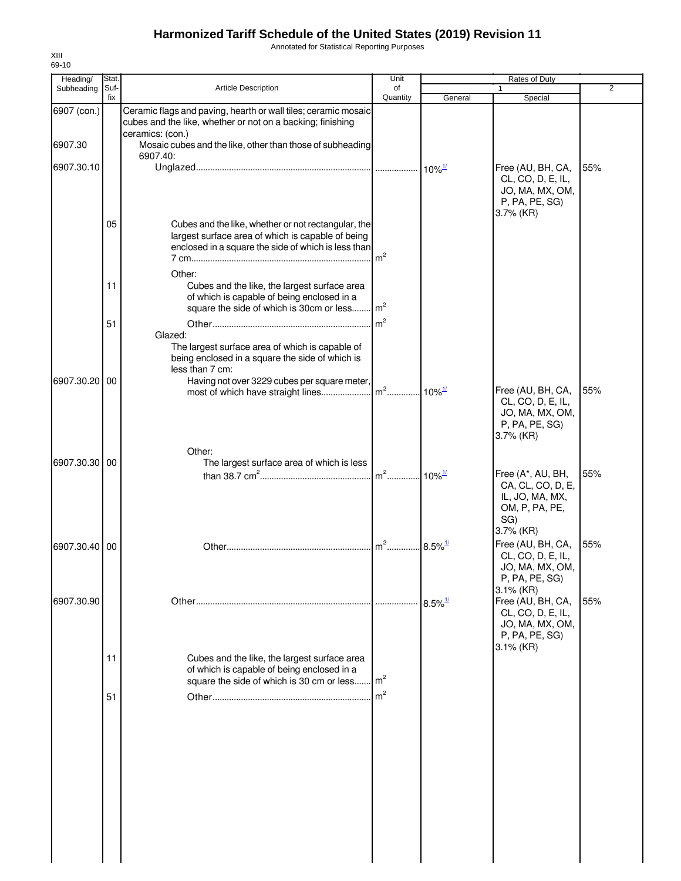# Harmonized Tariff Schedule of the United States (2019) Revision 11

Annotated for Statistical Reporting Purposes

XIII
69-10

| Heading/ Subheading | Stat. Suf- fix | Article Description | Unit of Quantity | Rates of Duty 1 General | 1 Special | 2 |
|---|---|---|---|---|---|---|
| 6907 (con.) | | Ceramic flags and paving, hearth or wall tiles; ceramic mosaic cubes and the like, whether or not on a backing; finishing ceramics: (con.) | | | | |
| 6907.30 | | Mosaic cubes and the like, other than those of subheading 6907.40: | | | | |
| 6907.30.10 | | Unglazed | | 10%[1/] | Free (AU, BH, CA, CL, CO, D, E, IL, JO, MA, MX, OM, P, PA, PE, SG) 3.7% (KR) | 55% |
| | 05 | Cubes and the like, whether or not rectangular, the largest surface area of which is capable of being enclosed in a square the side of which is less than 7 cm | $m^2$ | | | |
| | | Other: | | | | |
| | 11 | Cubes and the like, the largest surface area of which is capable of being enclosed in a square the side of which is 30cm or less | $m^2$ | | | |
| | 51 | Other | $m^2$ | | | |
| | | Glazed: | | | | |
| | | The largest surface area of which is capable of being enclosed in a square the side of which is less than 7 cm: | | | | |
| 6907.30.20 | 00 | Having not over 3229 cubes per square meter, most of which have straight lines | $m^2$ | 10%[1/] | Free (AU, BH, CA, CL, CO, D, E, IL, JO, MA, MX, OM, P, PA, PE, SG) 3.7% (KR) | 55% |
| | | Other: | | | | |
| 6907.30.30 | 00 | The largest surface area of which is less than 38.7 $cm^2$ | $m^2$ | 10%[1/] | Free (A*, AU, BH, CA, CL, CO, D, E, IL, JO, MA, MX, OM, P, PA, PE, SG) 3.7% (KR) | 55% |
| 6907.30.40 | 00 | Other | $m^2$ | 8.5%[1/] | Free (AU, BH, CA, CL, CO, D, E, IL, JO, MA, MX, OM, P, PA, PE, SG) 3.1% (KR) | 55% |
| 6907.30.90 | | Other | | 8.5%[1/] | Free (AU, BH, CA, CL, CO, D, E, IL, JO, MA, MX, OM, P, PA, PE, SG) 3.1% (KR) | 55% |
| | 11 | Cubes and the like, the largest surface area of which is capable of being enclosed in a square the side of which is 30 cm or less | $m^2$ | | | |
| | 51 | Other | $m^2$ | | | |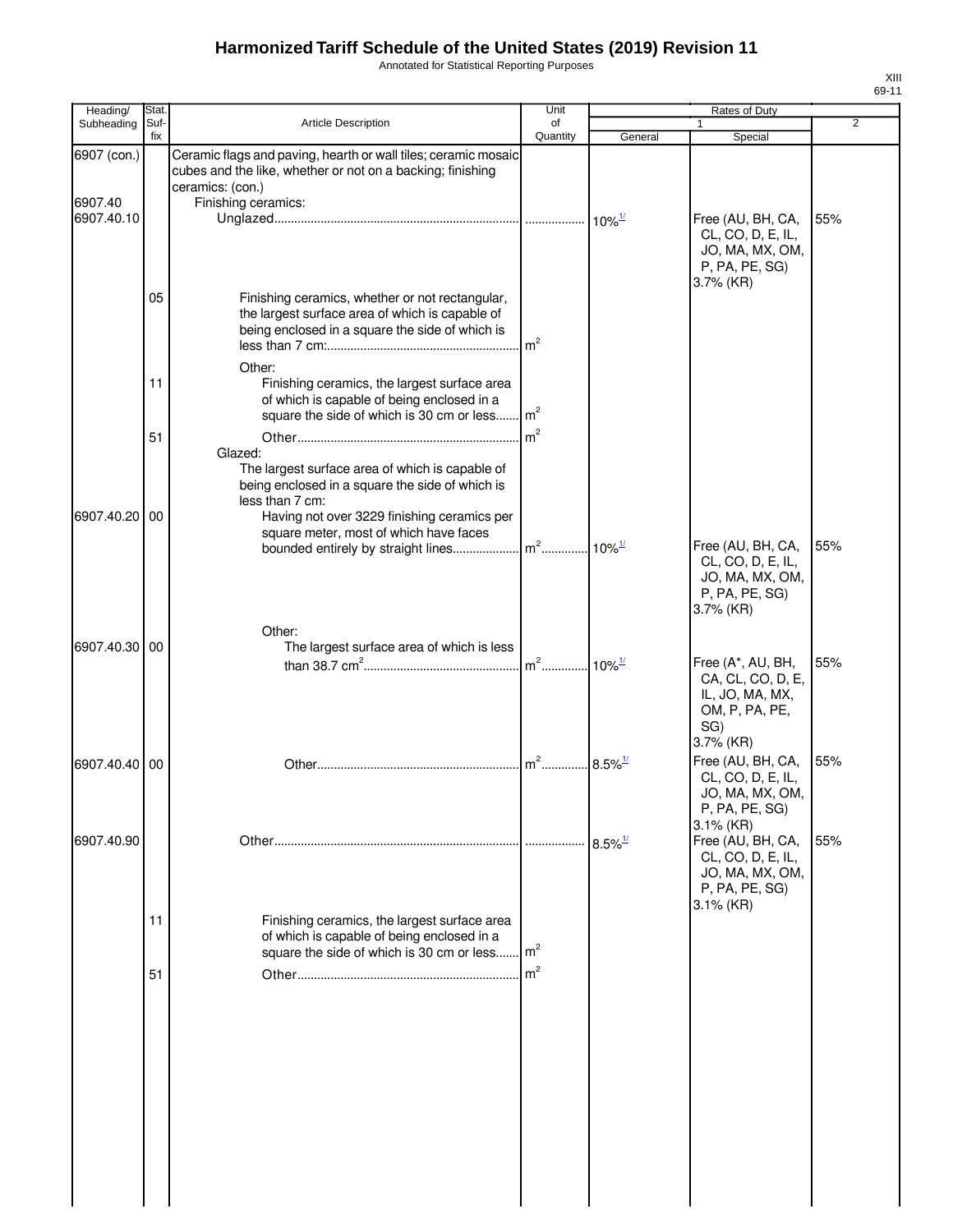# Harmonized Tariff Schedule of the United States (2019) Revision 11

Annotated for Statistical Reporting Purposes

XIII
69-11

| Heading/ Subheading | Stat. Suf-fix | Article Description | Unit of Quantity | Rates of Duty 1 General | Special | 2 |
|---|---|---|---|---|---|---|
| 6907 (con.) | | Ceramic flags and paving, hearth or wall tiles; ceramic mosaic cubes and the like, whether or not on a backing; finishing ceramics: (con.) | | | | |
| 6907.40 | | Finishing ceramics: | | | | |
| 6907.40.10 | | Unglazed | | 10%[1/] | Free (AU, BH, CA, CL, CO, D, E, IL, JO, MA, MX, OM, P, PA, PE, SG) 3.7% (KR) | 55% |
| | 05 | Finishing ceramics, whether or not rectangular, the largest surface area of which is capable of being enclosed in a square the side of which is less than 7 cm: | $m^2$ | | | |
| | | Other: | | | | |
| | 11 | Finishing ceramics, the largest surface area of which is capable of being enclosed in a square the side of which is 30 cm or less | $m^2$ | | | |
| | 51 | Other | $m^2$ | | | |
| | | Glazed: | | | | |
| | | The largest surface area of which is capable of being enclosed in a square the side of which is less than 7 cm: | | | | |
| 6907.40.20 | 00 | Having not over 3229 finishing ceramics per square meter, most of which have faces bounded entirely by straight lines | $m^2$ | 10%[1/] | Free (AU, BH, CA, CL, CO, D, E, IL, JO, MA, MX, OM, P, PA, PE, SG) 3.7% (KR) | 55% |
| | | Other: | | | | |
| 6907.40.30 | 00 | The largest surface area of which is less than 38.7 $cm^2$ | $m^2$ | 10%[1/] | Free (A*, AU, BH, CA, CL, CO, D, E, IL, JO, MA, MX, OM, P, PA, PE, SG) 3.7% (KR) | 55% |
| 6907.40.40 | 00 | Other | $m^2$ | 8.5%[1/] | Free (AU, BH, CA, CL, CO, D, E, IL, JO, MA, MX, OM, P, PA, PE, SG) 3.1% (KR) | 55% |
| 6907.40.90 | | Other | | 8.5%[1/] | Free (AU, BH, CA, CL, CO, D, E, IL, JO, MA, MX, OM, P, PA, PE, SG) 3.1% (KR) | 55% |
| | 11 | Finishing ceramics, the largest surface area of which is capable of being enclosed in a square the side of which is 30 cm or less | $m^2$ | | | |
| | 51 | Other | $m^2$ | | | |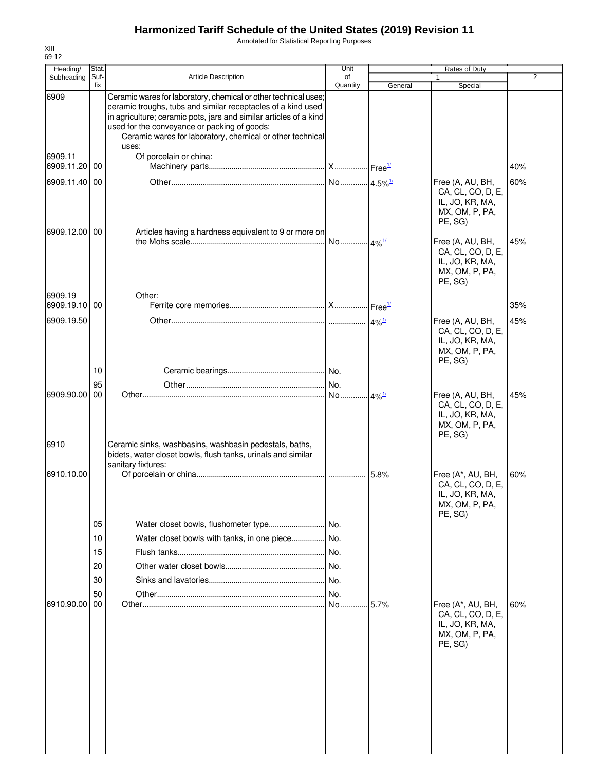# Harmonized Tariff Schedule of the United States (2019) Revision 11

Annotated for Statistical Reporting Purposes

XIII
69-12

| Heading/ Subheading | Stat. Suf-fix | Article Description | Unit of Quantity | Rates of Duty 1 General | Special | 2 |
|---|---|---|---|---|---|---|
| 6909 | | Ceramic wares for laboratory, chemical or other technical uses; ceramic troughs, tubs and similar receptacles of a kind used in agriculture; ceramic pots, jars and similar articles of a kind used for the conveyance or packing of goods: | | | | |
| | | Ceramic wares for laboratory, chemical or other technical uses: | | | | |
| 6909.11 | | Of porcelain or china: | | | | |
| 6909.11.20 | 00 | Machinery parts | X | Free1/ | | 40% |
| 6909.11.40 | 00 | Other | No. | 4.5%1/ | Free (A, AU, BH, CA, CL, CO, D, E, IL, JO, KR, MA, MX, OM, P, PA, PE, SG) | 60% |
| 6909.12.00 | 00 | Articles having a hardness equivalent to 9 or more on the Mohs scale | No. | 4%1/ | Free (A, AU, BH, CA, CL, CO, D, E, IL, JO, KR, MA, MX, OM, P, PA, PE, SG) | 45% |
| 6909.19 | | Other: | | | | |
| 6909.19.10 | 00 | Ferrite core memories | X | Free1/ | | 35% |
| 6909.19.50 | | Other | | 4%1/ | Free (A, AU, BH, CA, CL, CO, D, E, IL, JO, KR, MA, MX, OM, P, PA, PE, SG) | 45% |
| | 10 | Ceramic bearings | No. | | | |
| | 95 | Other | No. | | | |
| 6909.90.00 | 00 | Other | No. | 4%1/ | Free (A, AU, BH, CA, CL, CO, D, E, IL, JO, KR, MA, MX, OM, P, PA, PE, SG) | 45% |
| 6910 | | Ceramic sinks, washbasins, washbasin pedestals, baths, bidets, water closet bowls, flush tanks, urinals and similar sanitary fixtures: | | | | |
| 6910.10.00 | | Of porcelain or china | | 5.8% | Free (A*, AU, BH, CA, CL, CO, D, E, IL, JO, KR, MA, MX, OM, P, PA, PE, SG) | 60% |
| | 05 | Water closet bowls, flushometer type | No. | | | |
| | 10 | Water closet bowls with tanks, in one piece | No. | | | |
| | 15 | Flush tanks | No. | | | |
| | 20 | Other water closet bowls | No. | | | |
| | 30 | Sinks and lavatories | No. | | | |
| | 50 | Other | No. | | | |
| 6910.90.00 | 00 | Other | No. | 5.7% | Free (A*, AU, BH, CA, CL, CO, D, E, IL, JO, KR, MA, MX, OM, P, PA, PE, SG) | 60% |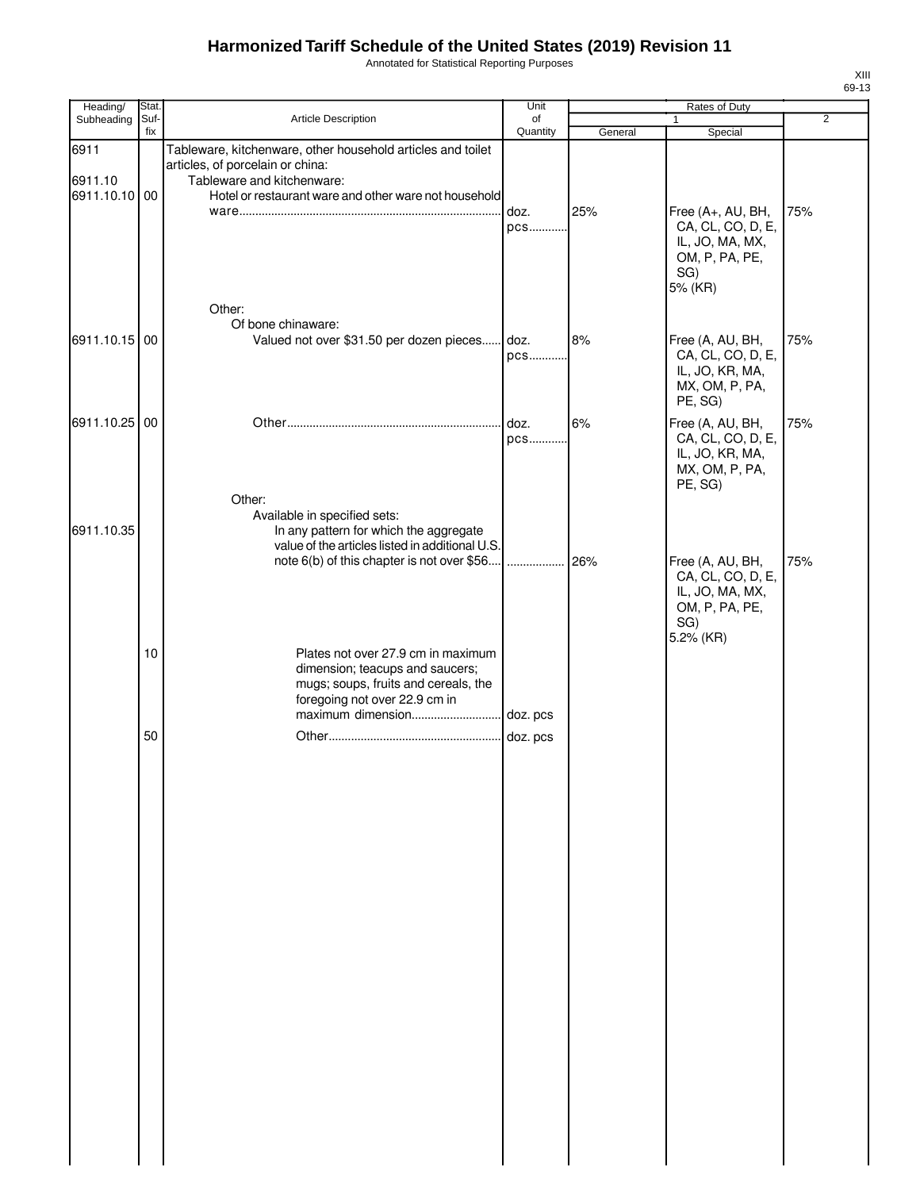# Harmonized Tariff Schedule of the United States (2019) Revision 11

Annotated for Statistical Reporting Purposes

XIII
69-13

| Heading/ Subheading | Stat. Suf-fix | Article Description | Unit of Quantity | Rates of Duty | | |
|---|---|---|---|---|---|---|
| | | | | 1 | | 2 |
| | | | | General | Special | |
| 6911 | | Tableware, kitchenware, other household articles and toilet articles, of porcelain or china: | | | | |
| 6911.10 | | Tableware and kitchenware: | | | | |
| 6911.10.10 | 00 | Hotel or restaurant ware and other ware not household ware | doz. pcs | 25% | Free (A+, AU, BH, CA, CL, CO, D, E, IL, JO, MA, MX, OM, P, PA, PE, SG) 5% (KR) | 75% |
| | | Other: | | | | |
| | | Of bone chinaware: | | | | |
| 6911.10.15 | 00 | Valued not over $31.50 per dozen pieces | doz. pcs | 8% | Free (A, AU, BH, CA, CL, CO, D, E, IL, JO, KR, MA, MX, OM, P, PA, PE, SG) | 75% |
| 6911.10.25 | 00 | Other | doz. pcs | 6% | Free (A, AU, BH, CA, CL, CO, D, E, IL, JO, KR, MA, MX, OM, P, PA, PE, SG) | 75% |
| | | Other: | | | | |
| | | Available in specified sets: | | | | |
| 6911.10.35 | | In any pattern for which the aggregate value of the articles listed in additional U.S. note 6(b) of this chapter is not over $56 | | 26% | Free (A, AU, BH, CA, CL, CO, D, E, IL, JO, MA, MX, OM, P, PA, PE, SG) 5.2% (KR) | 75% |
| | 10 | Plates not over 27.9 cm in maximum dimension; teacups and saucers; mugs; soups, fruits and cereals, the foregoing not over 22.9 cm in maximum dimension | doz. pcs | | | |
| | 50 | Other | doz. pcs | | | |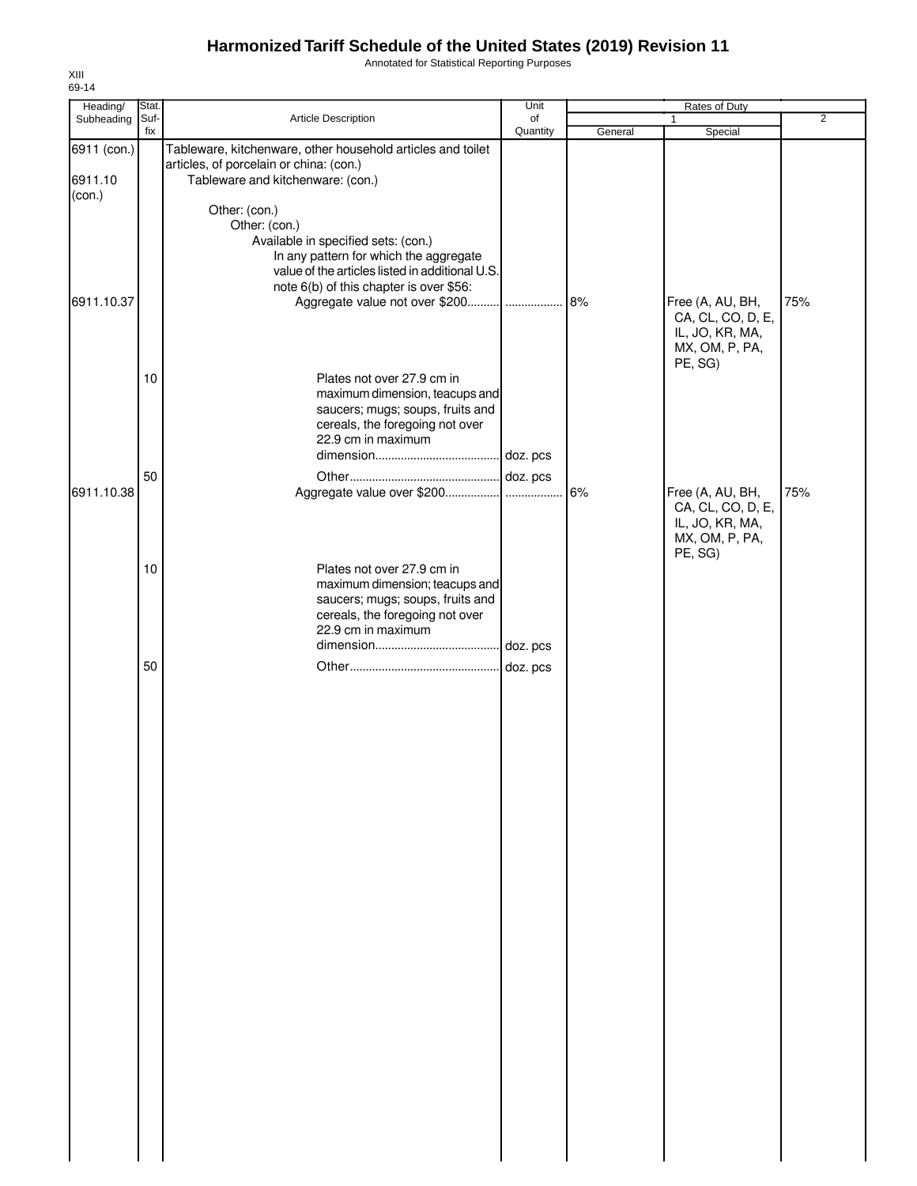# Harmonized Tariff Schedule of the United States (2019) Revision 11

Annotated for Statistical Reporting Purposes

XIII
69-14

| Heading/ Subheading | Stat. Suf-fix | Article Description | Unit of Quantity | Rates of Duty 1 General | Rates of Duty 1 Special | Rates of Duty 2 |
|---|---|---|---|---|---|---|
| 6911 (con.) | | Tableware, kitchenware, other household articles and toilet articles, of porcelain or china: (con.) | | | | |
| 6911.10 (con.) | | Tableware and kitchenware: (con.) | | | | |
| | | Other: (con.) | | | | |
| | | Other: (con.) | | | | |
| | | Available in specified sets: (con.) | | | | |
| | | In any pattern for which the aggregate value of the articles listed in additional U.S. note 6(b) of this chapter is over $56: | | | | |
| 6911.10.37 | | Aggregate value not over $200.......... | .................. | 8% | Free (A, AU, BH, CA, CL, CO, D, E, IL, JO, KR, MA, MX, OM, P, PA, PE, SG) | 75% |
| | 10 | Plates not over 27.9 cm in maximum dimension, teacups and saucers; mugs; soups, fruits and cereals, the foregoing not over 22.9 cm in maximum dimension....................................... | doz. pcs | | | |
| | 50 | Other............................................... | doz. pcs | | | |
| 6911.10.38 | | Aggregate value over $200................. | .................. | 6% | Free (A, AU, BH, CA, CL, CO, D, E, IL, JO, KR, MA, MX, OM, P, PA, PE, SG) | 75% |
| | 10 | Plates not over 27.9 cm in maximum dimension; teacups and saucers; mugs; soups, fruits and cereals, the foregoing not over 22.9 cm in maximum dimension....................................... | doz. pcs | | | |
| | 50 | Other............................................... | doz. pcs | | | |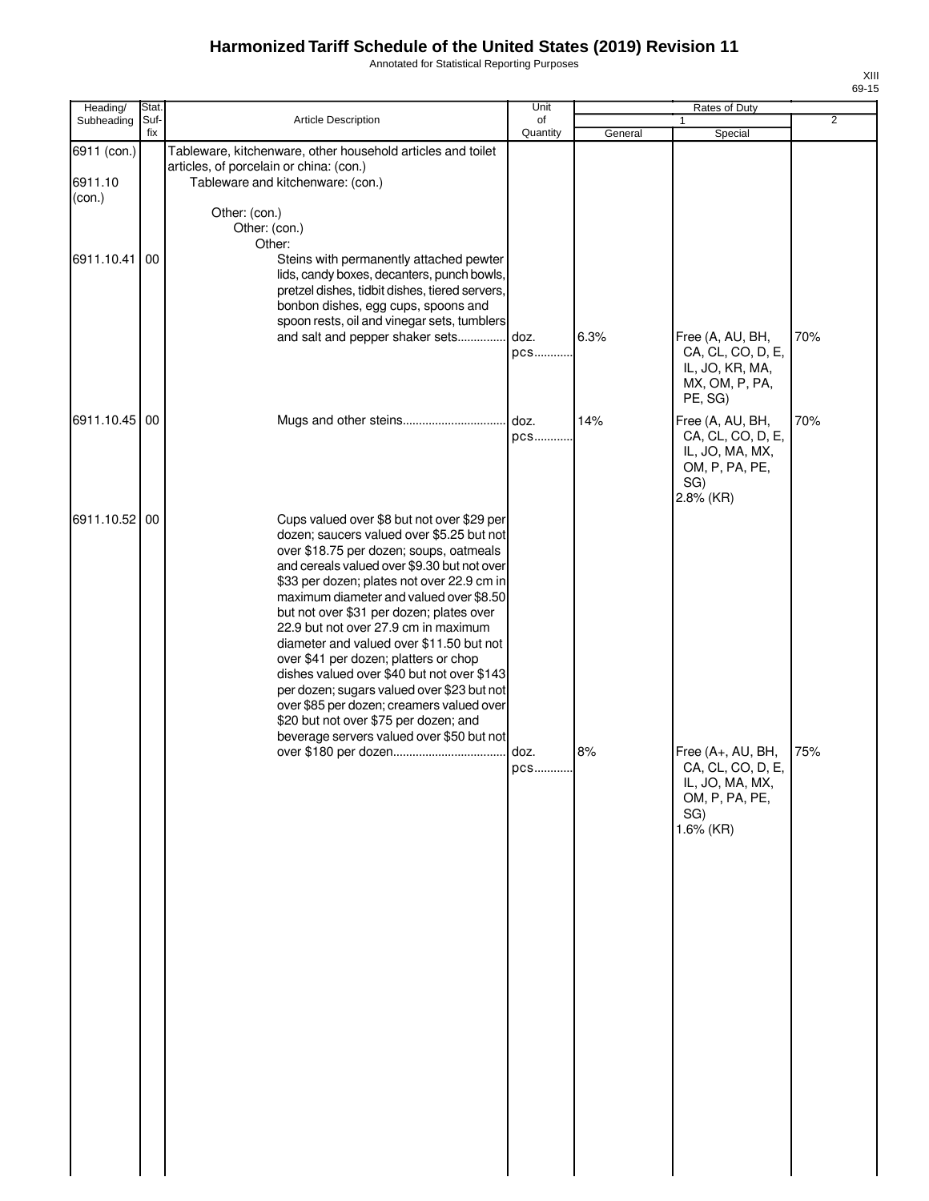# Harmonized Tariff Schedule of the United States (2019) Revision 11

Annotated for Statistical Reporting Purposes

XIII
69-15

| Heading/ Subheading | Stat. Suf- fix | Article Description | Unit of Quantity | Rates of Duty 1 General | Rates of Duty 1 Special | Rates of Duty 2 |
|---|---|---|---|---|---|---|
| 6911 (con.) | | Tableware, kitchenware, other household articles and toilet articles, of porcelain or china: (con.) | | | | |
| 6911.10 (con.) | | Tableware and kitchenware: (con.) | | | | |
| | | Other: (con.) | | | | |
| | | Other: (con.) | | | | |
| | | Other: | | | | |
| 6911.10.41 | 00 | Steins with permanently attached pewter lids, candy boxes, decanters, punch bowls, pretzel dishes, tidbit dishes, tiered servers, bonbon dishes, egg cups, spoons and spoon rests, oil and vinegar sets, tumblers and salt and pepper shaker sets | doz. pcs | 6.3% | Free (A, AU, BH, CA, CL, CO, D, E, IL, JO, KR, MA, MX, OM, P, PA, PE, SG) | 70% |
| 6911.10.45 | 00 | Mugs and other steins | doz. pcs | 14% | Free (A, AU, BH, CA, CL, CO, D, E, IL, JO, MA, MX, OM, P, PA, PE, SG) 2.8% (KR) | 70% |
| 6911.10.52 | 00 | Cups valued over $8 but not over $29 per dozen; saucers valued over $5.25 but not over $18.75 per dozen; soups, oatmeals and cereals valued over $9.30 but not over $33 per dozen; plates not over 22.9 cm in maximum diameter and valued over $8.50 but not over $31 per dozen; plates over 22.9 but not over 27.9 cm in maximum diameter and valued over $11.50 but not over $41 per dozen; platters or chop dishes valued over $40 but not over $143 per dozen; sugars valued over $23 but not over $85 per dozen; creamers valued over $20 but not over $75 per dozen; and beverage servers valued over $50 but not over $180 per dozen | doz. pcs | 8% | Free (A+, AU, BH, CA, CL, CO, D, E, IL, JO, MA, MX, OM, P, PA, PE, SG) 1.6% (KR) | 75% |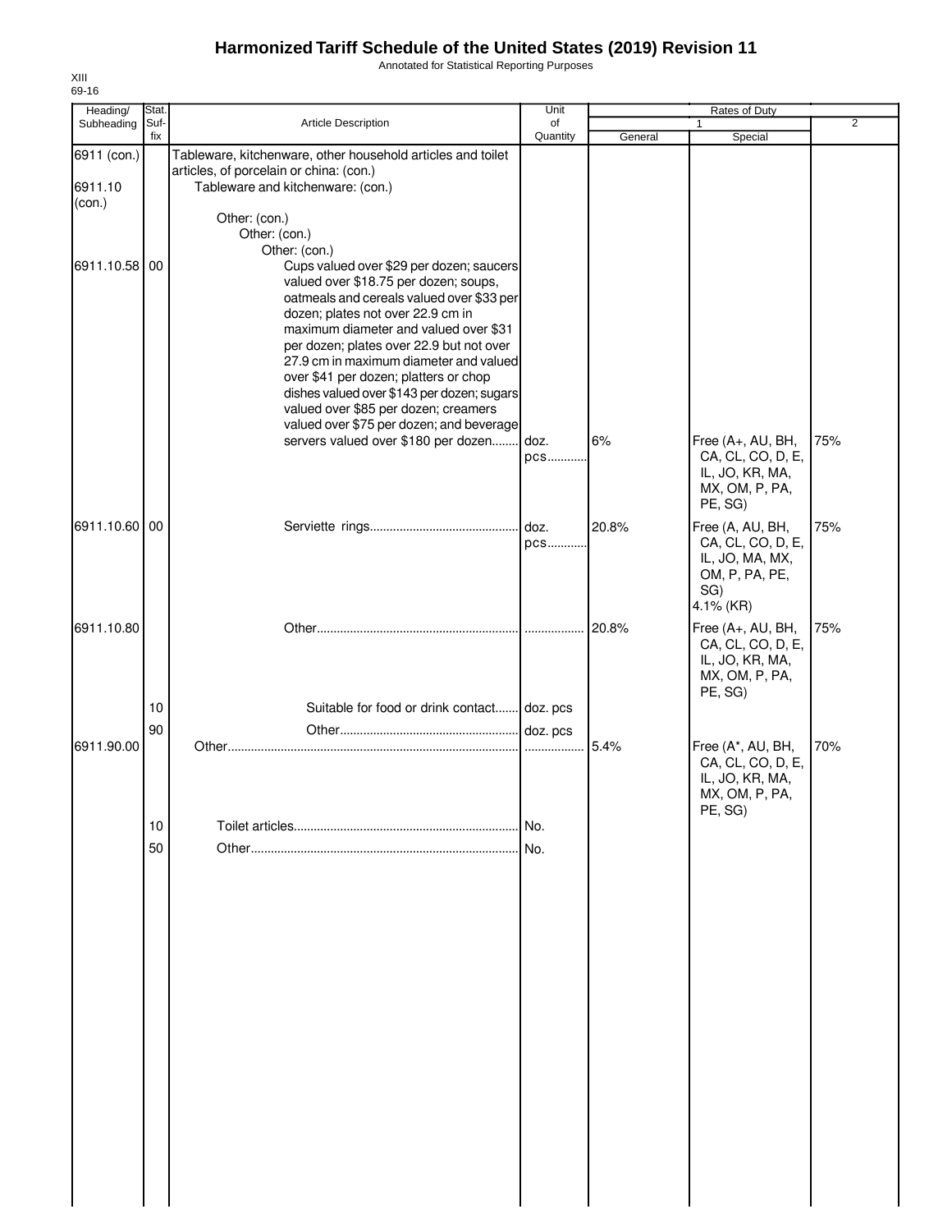# Harmonized Tariff Schedule of the United States (2019) Revision 11

Annotated for Statistical Reporting Purposes

XIII
69-16

| Heading/ Subheading | Stat. Suf-fix | Article Description | Unit of Quantity | Rates of Duty 1 General | Special | 2 |
|---|---|---|---|---|---|---|
| 6911 (con.) | | Tableware, kitchenware, other household articles and toilet articles, of porcelain or china: (con.) | | | | |
| 6911.10 (con.) | | Tableware and kitchenware: (con.) | | | | |
| | | Other: (con.) | | | | |
| | | Other: (con.) | | | | |
| | | Other: (con.) | | | | |
| 6911.10.58 | 00 | Cups valued over $29 per dozen; saucers valued over $18.75 per dozen; soups, oatmeals and cereals valued over $33 per dozen; plates not over 22.9 cm in maximum diameter and valued over $31 per dozen; plates over 22.9 but not over 27.9 cm in maximum diameter and valued over $41 per dozen; platters or chop dishes valued over $143 per dozen; sugars valued over $85 per dozen; creamers valued over $75 per dozen; and beverage servers valued over $180 per dozen | doz. pcs | 6% | Free (A+, AU, BH, CA, CL, CO, D, E, IL, JO, KR, MA, MX, OM, P, PA, PE, SG) | 75% |
| 6911.10.60 | 00 | Serviette rings | doz. pcs | 20.8% | Free (A, AU, BH, CA, CL, CO, D, E, IL, JO, MA, MX, OM, P, PA, PE, SG) 4.1% (KR) | 75% |
| 6911.10.80 | | Other | | 20.8% | Free (A+, AU, BH, CA, CL, CO, D, E, IL, JO, KR, MA, MX, OM, P, PA, PE, SG) | 75% |
| | 10 | Suitable for food or drink contact | doz. pcs | | | |
| | 90 | Other | doz. pcs | | | |
| 6911.90.00 | | Other | | 5.4% | Free (A*, AU, BH, CA, CL, CO, D, E, IL, JO, KR, MA, MX, OM, P, PA, PE, SG) | 70% |
| | 10 | Toilet articles | No. | | | |
| | 50 | Other | No. | | | |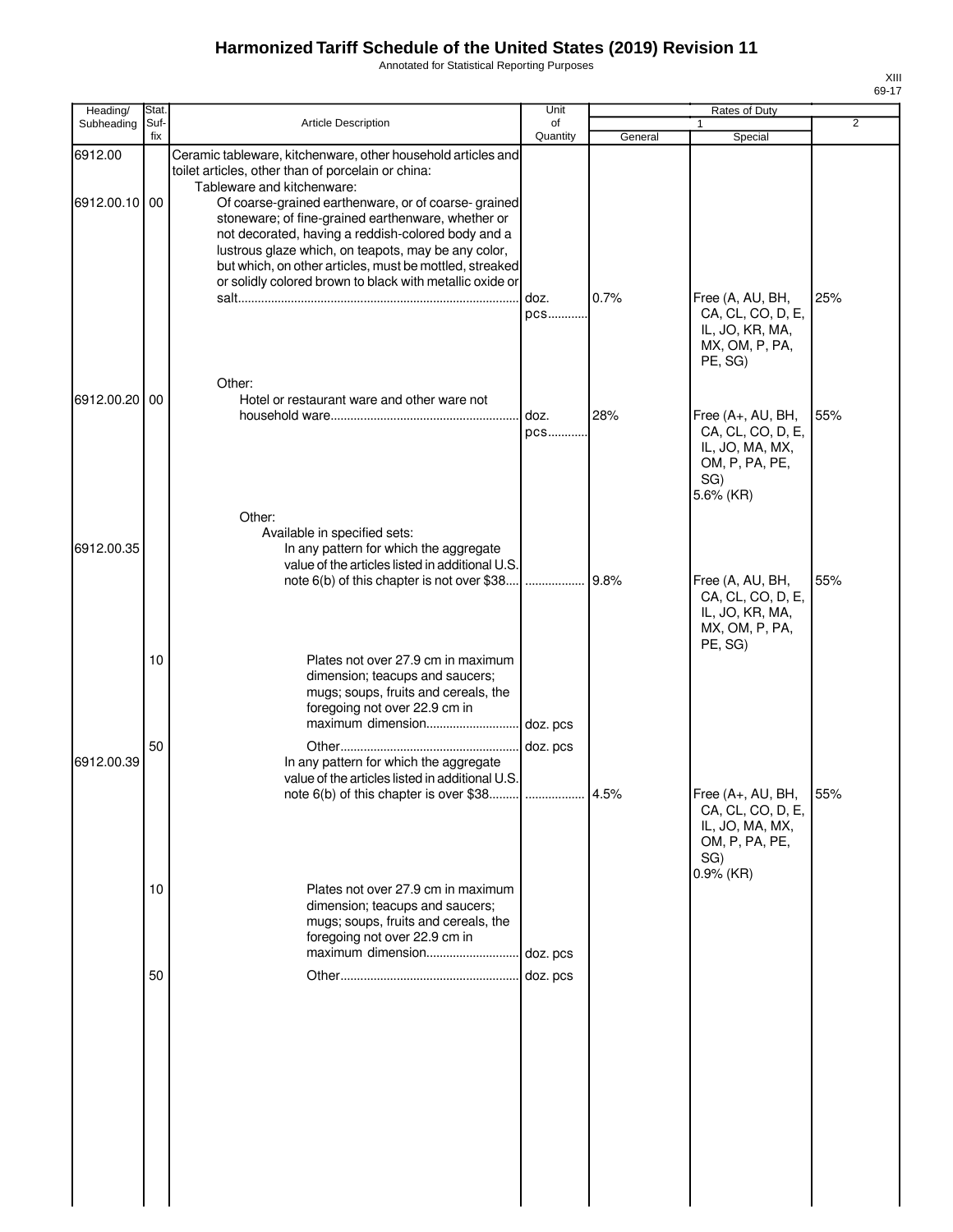# Harmonized Tariff Schedule of the United States (2019) Revision 11

Annotated for Statistical Reporting Purposes

XIII
69-17

| Heading/ Subheading | Stat. Suf- fix | Article Description | Unit of Quantity | Rates of Duty 1 General | Rates of Duty 1 Special | Rates of Duty 2 |
|---|---|---|---|---|---|---|
| 6912.00 | | Ceramic tableware, kitchenware, other household articles and toilet articles, other than of porcelain or china: | | | | |
| | | Tableware and kitchenware: | | | | |
| 6912.00.10 | 00 | Of coarse-grained earthenware, or of coarse- grained stoneware; of fine-grained earthenware, whether or not decorated, having a reddish-colored body and a lustrous glaze which, on teapots, may be any color, but which, on other articles, must be mottled, streaked or solidly colored brown to black with metallic oxide or salt | doz. pcs | 0.7% | Free (A, AU, BH, CA, CL, CO, D, E, IL, JO, KR, MA, MX, OM, P, PA, PE, SG) | 25% |
| | | Other: | | | | |
| 6912.00.20 | 00 | Hotel or restaurant ware and other ware not household ware | doz. pcs | 28% | Free (A+, AU, BH, CA, CL, CO, D, E, IL, JO, MA, MX, OM, P, PA, PE, SG) 5.6% (KR) | 55% |
| | | Other: | | | | |
| | | Available in specified sets: | | | | |
| 6912.00.35 | | In any pattern for which the aggregate value of the articles listed in additional U.S. note 6(b) of this chapter is not over $38 | | 9.8% | Free (A, AU, BH, CA, CL, CO, D, E, IL, JO, KR, MA, MX, OM, P, PA, PE, SG) | 55% |
| | 10 | Plates not over 27.9 cm in maximum dimension; teacups and saucers; mugs; soups, fruits and cereals, the foregoing not over 22.9 cm in maximum dimension | doz. pcs | | | |
| | 50 | Other | doz. pcs | | | |
| 6912.00.39 | | In any pattern for which the aggregate value of the articles listed in additional U.S. note 6(b) of this chapter is over $38 | | 4.5% | Free (A+, AU, BH, CA, CL, CO, D, E, IL, JO, MA, MX, OM, P, PA, PE, SG) 0.9% (KR) | 55% |
| | 10 | Plates not over 27.9 cm in maximum dimension; teacups and saucers; mugs; soups, fruits and cereals, the foregoing not over 22.9 cm in maximum dimension | doz. pcs | | | |
| | 50 | Other | doz. pcs | | | |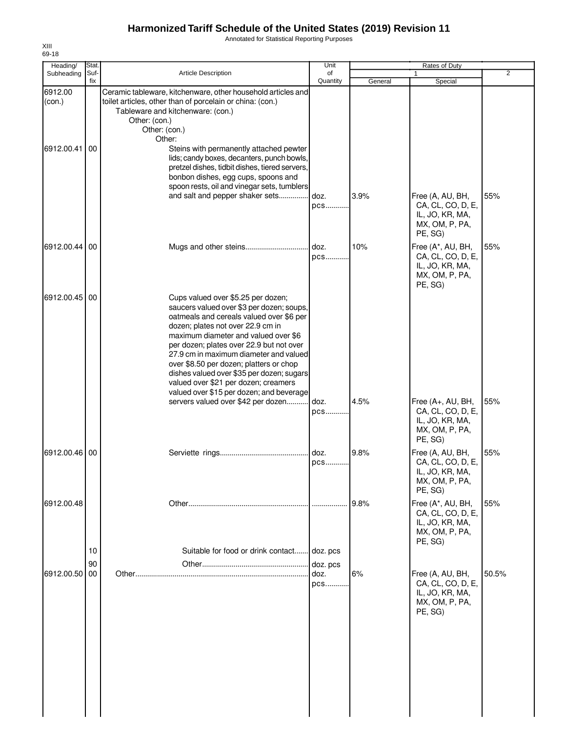# Harmonized Tariff Schedule of the United States (2019) Revision 11

Annotated for Statistical Reporting Purposes

XIII
69-18

| Heading/ Subheading | Stat. Suf- fix | Article Description | Unit of Quantity | Rates of Duty 1 General | Special | 2 |
|---|---|---|---|---|---|---|
| 6912.00 (con.) | | Ceramic tableware, kitchenware, other household articles and toilet articles, other than of porcelain or china: (con.) | | | | |
| | | Tableware and kitchenware: (con.) | | | | |
| | | Other: (con.) | | | | |
| | | Other: (con.) | | | | |
| | | Other: | | | | |
| 6912.00.41 | 00 | Steins with permanently attached pewter lids; candy boxes, decanters, punch bowls, pretzel dishes, tidbit dishes, tiered servers, bonbon dishes, egg cups, spoons and spoon rests, oil and vinegar sets, tumblers and salt and pepper shaker sets | doz. pcs | 3.9% | Free (A, AU, BH, CA, CL, CO, D, E, IL, JO, KR, MA, MX, OM, P, PA, PE, SG) | 55% |
| 6912.00.44 | 00 | Mugs and other steins | doz. pcs | 10% | Free (A*, AU, BH, CA, CL, CO, D, E, IL, JO, KR, MA, MX, OM, P, PA, PE, SG) | 55% |
| 6912.00.45 | 00 | Cups valued over $5.25 per dozen; saucers valued over $3 per dozen; soups, oatmeals and cereals valued over $6 per dozen; plates not over 22.9 cm in maximum diameter and valued over $6 per dozen; plates over 22.9 but not over 27.9 cm in maximum diameter and valued over $8.50 per dozen; platters or chop dishes valued over $35 per dozen; sugars valued over $21 per dozen; creamers valued over $15 per dozen; and beverage servers valued over $42 per dozen | doz. pcs | 4.5% | Free (A+, AU, BH, CA, CL, CO, D, E, IL, JO, KR, MA, MX, OM, P, PA, PE, SG) | 55% |
| 6912.00.46 | 00 | Serviette rings | doz. pcs | 9.8% | Free (A, AU, BH, CA, CL, CO, D, E, IL, JO, KR, MA, MX, OM, P, PA, PE, SG) | 55% |
| 6912.00.48 | | Other | | 9.8% | Free (A*, AU, BH, CA, CL, CO, D, E, IL, JO, KR, MA, MX, OM, P, PA, PE, SG) | 55% |
| | 10 | Suitable for food or drink contact | doz. pcs | | | |
| | 90 | Other | doz. pcs | | | |
| 6912.00.50 | 00 | Other | doz. pcs | 6% | Free (A, AU, BH, CA, CL, CO, D, E, IL, JO, KR, MA, MX, OM, P, PA, PE, SG) | 50.5% |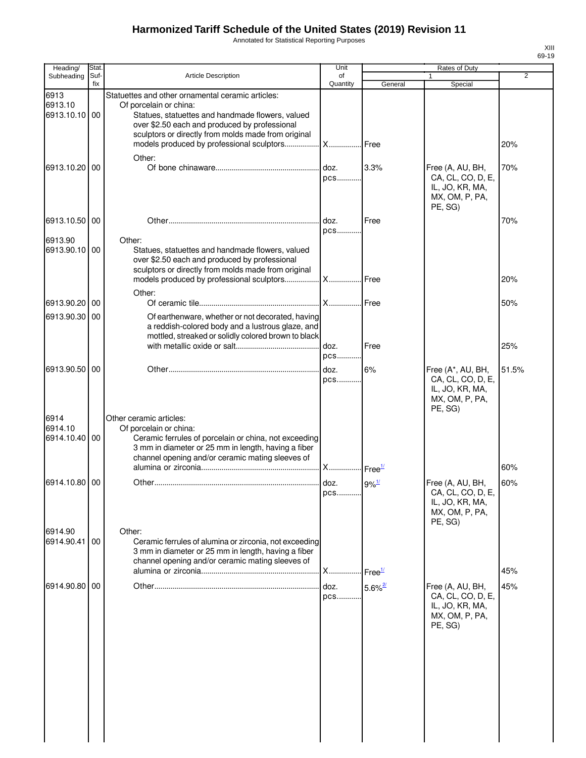# Harmonized Tariff Schedule of the United States (2019) Revision 11

Annotated for Statistical Reporting Purposes

| Heading/ Subheading | Stat. Suf- fix | Article Description | Unit of Quantity | Rates of Duty 1 General | Special | 2 |
|---|---|---|---|---|---|---|
| 6913 | | Statuettes and other ornamental ceramic articles: | | | | |
| 6913.10 | | Of porcelain or china: | | | | |
| 6913.10.10 | 00 | Statues, statuettes and handmade flowers, valued over $2.50 each and produced by professional sculptors or directly from molds made from original models produced by professional sculptors | X | Free | | 20% |
| | | Other: | | | | |
| 6913.10.20 | 00 | Of bone chinaware | doz. pcs | 3.3% | Free (A, AU, BH, CA, CL, CO, D, E, IL, JO, KR, MA, MX, OM, P, PA, PE, SG) | 70% |
| 6913.10.50 | 00 | Other | doz. pcs | Free | | 70% |
| 6913.90 | | Other: | | | | |
| 6913.90.10 | 00 | Statues, statuettes and handmade flowers, valued over $2.50 each and produced by professional sculptors or directly from molds made from original models produced by professional sculptors | X | Free | | 20% |
| | | Other: | | | | |
| 6913.90.20 | 00 | Of ceramic tile | X | Free | | 50% |
| 6913.90.30 | 00 | Of earthenware, whether or not decorated, having a reddish-colored body and a lustrous glaze, and mottled, streaked or solidly colored brown to black with metallic oxide or salt | doz. pcs | Free | | 25% |
| 6913.90.50 | 00 | Other | doz. pcs | 6% | Free (A*, AU, BH, CA, CL, CO, D, E, IL, JO, KR, MA, MX, OM, P, PA, PE, SG) | 51.5% |
| 6914 | | Other ceramic articles: | | | | |
| 6914.10 | | Of porcelain or china: | | | | |
| 6914.10.40 | 00 | Ceramic ferrules of porcelain or china, not exceeding 3 mm in diameter or 25 mm in length, having a fiber channel opening and/or ceramic mating sleeves of alumina or zirconia | X | Free[1/] | | 60% |
| 6914.10.80 | 00 | Other | doz. pcs | 9%[1/] | Free (A, AU, BH, CA, CL, CO, D, E, IL, JO, KR, MA, MX, OM, P, PA, PE, SG) | 60% |
| 6914.90 | | Other: | | | | |
| 6914.90.41 | 00 | Ceramic ferrules of alumina or zirconia, not exceeding 3 mm in diameter or 25 mm in length, having a fiber channel opening and/or ceramic mating sleeves of alumina or zirconia | X | Free[1/] | | 45% |
| 6914.90.80 | 00 | Other | doz. pcs | 5.6%[2/] | Free (A, AU, BH, CA, CL, CO, D, E, IL, JO, KR, MA, MX, OM, P, PA, PE, SG) | 45% |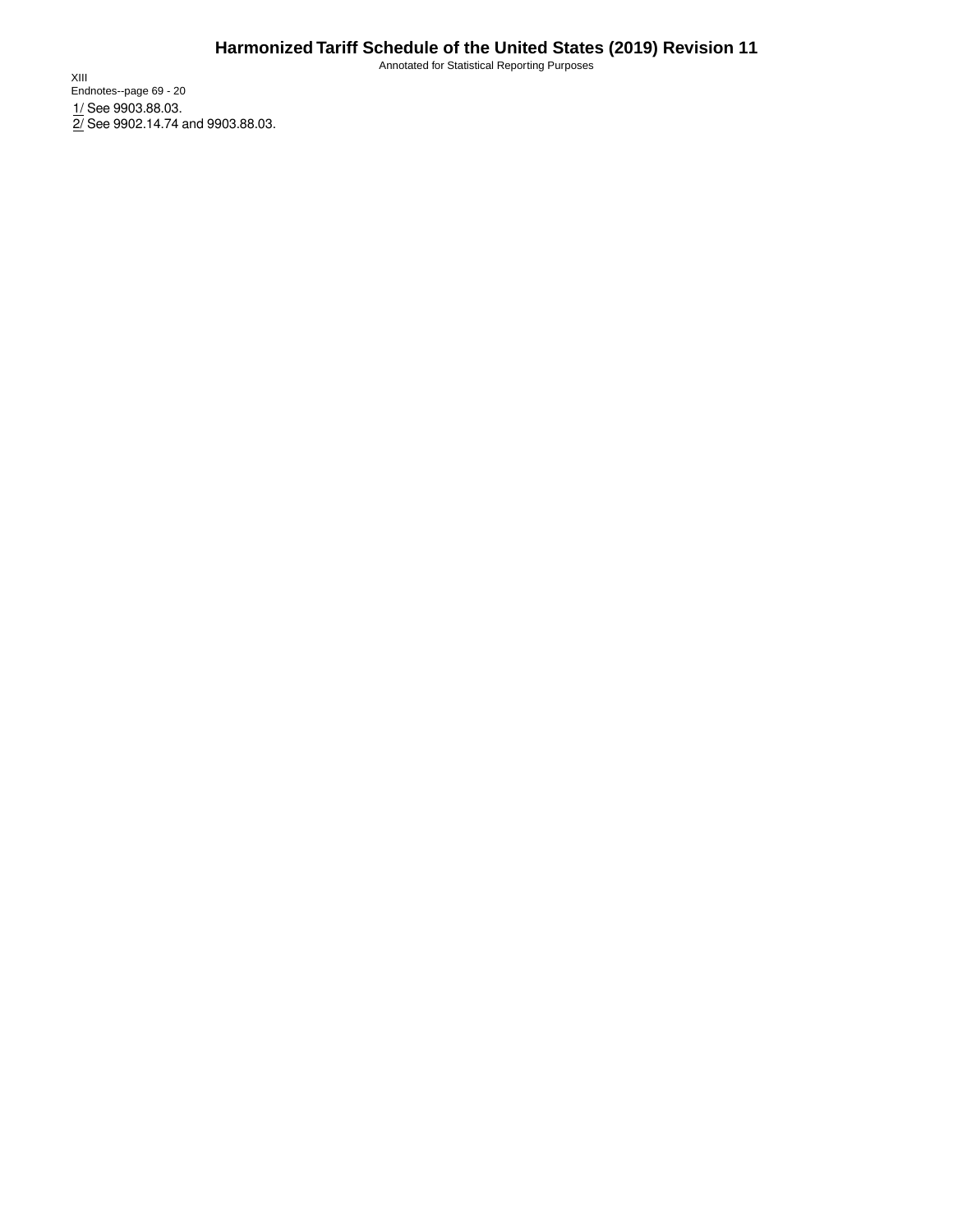1/ See 9903.88.03.

2/ See 9902.14.74 and 9903.88.03.